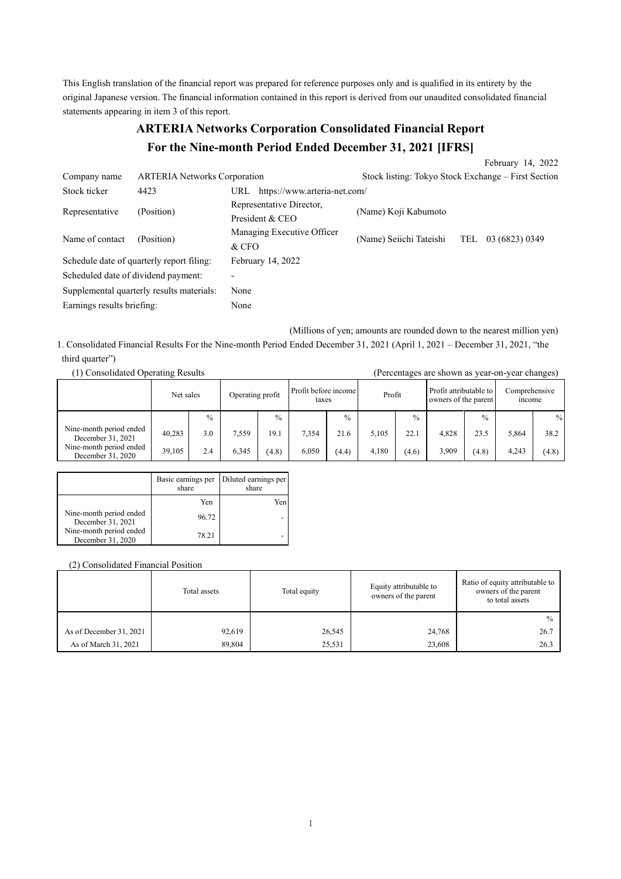This English translation of the financial report was prepared for reference purposes only and is qualified in its entirety by the original Japanese version. The financial information contained in this report is derived from our unaudited consolidated financial statements appearing in item 3 of this report.

# ARTERIA Networks Corporation Consolidated Financial Report For the Nine-month Period Ended December 31, 2021 [IFRS]

February 14, 2022

| | | | |
|---|---|---|---|
| Company name | ARTERIA Networks Corporation | | Stock listing: Tokyo Stock Exchange – First Section |
| Stock ticker | 4423 | URL https://www.arteria-net.com/ | |
| Representative | (Position) | Representative Director, President & CEO | (Name) Koji Kabumoto |
| Name of contact | (Position) | Managing Executive Officer & CFO | (Name) Seiichi Tateishi TEL 03 (6823) 0349 |
| Schedule date of quarterly report filing: | | February 14, 2022 | |
| Scheduled date of dividend payment: | | - | |
| Supplemental quarterly results materials: | | None | |
| Earnings results briefing: | | None | |

(Millions of yen; amounts are rounded down to the nearest million yen)

1. Consolidated Financial Results For the Nine-month Period Ended December 31, 2021 (April 1, 2021 – December 31, 2021, "the third quarter")

(1) Consolidated Operating Results (Percentages are shown as year-on-year changes)

| | Net sales | | Operating profit | | Profit before income taxes | | Profit | | Profit attributable to owners of the parent | | Comprehensive income | |
|---|---|---|---|---|---|---|---|---|---|---|---|---|
| | | % | | % | | % | | % | | % | | % |
| Nine-month period ended December 31, 2021 | 40,283 | 3.0 | 7,559 | 19.1 | 7,354 | 21.6 | 5,105 | 22.1 | 4,828 | 23.5 | 5,864 | 38.2 |
| Nine-month period ended December 31, 2020 | 39,105 | 2.4 | 6,345 | (4.8) | 6,050 | (4.4) | 4,180 | (4.6) | 3,909 | (4.8) | 4,243 | (4.8) |

| | Basic earnings per share | Diluted earnings per share |
|---|---|---|
| | Yen | Yen |
| Nine-month period ended December 31, 2021 | 96.72 | - |
| Nine-month period ended December 31, 2020 | 78.21 | - |

(2) Consolidated Financial Position

| | Total assets | Total equity | Equity attributable to owners of the parent | Ratio of equity attributable to owners of the parent to total assets |
|---|---|---|---|---|
| | | | | % |
| As of December 31, 2021 | 92,619 | 26,545 | 24,768 | 26.7 |
| As of March 31, 2021 | 89,804 | 25,531 | 23,608 | 26.3 |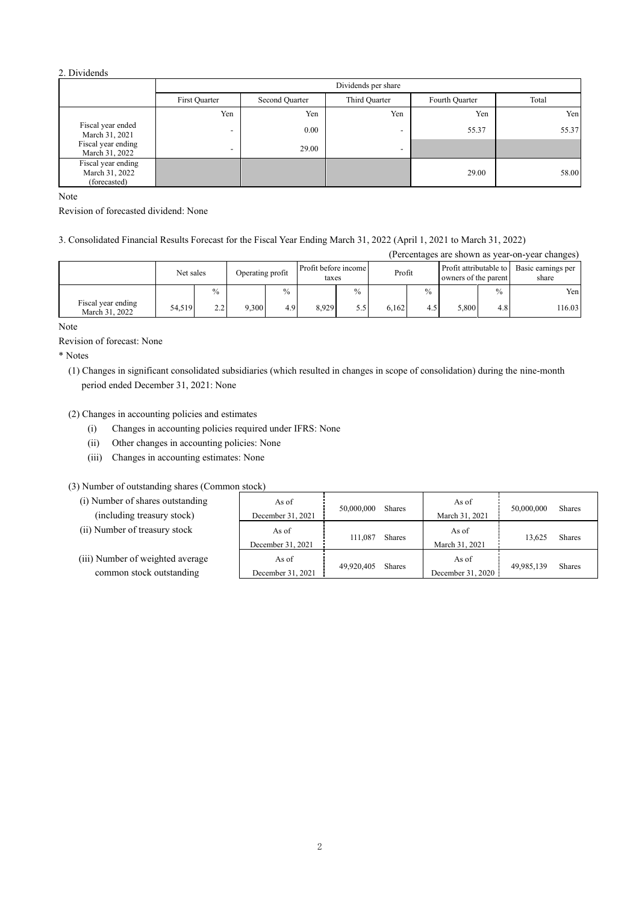2. Dividends

| | Dividends per share | | | | |
|---|---|---|---|---|---|
| | First Quarter | Second Quarter | Third Quarter | Fourth Quarter | Total |
| | Yen | Yen | Yen | Yen | Yen |
| Fiscal year ended March 31, 2021 | - | 0.00 | - | 55.37 | 55.37 |
| Fiscal year ending March 31, 2022 | - | 29.00 | - | | |
| Fiscal year ending March 31, 2022 (forecasted) | | | | 29.00 | 58.00 |

Note

Revision of forecasted dividend: None

3. Consolidated Financial Results Forecast for the Fiscal Year Ending March 31, 2022 (April 1, 2021 to March 31, 2022)

(Percentages are shown as year-on-year changes)

| | Net sales | | Operating profit | | Profit before income taxes | | Profit | | Profit attributable to owners of the parent | | Basic earnings per share |
|---|---|---|---|---|---|---|---|---|---|---|---|
| | | % | | % | | % | | % | | % | Yen |
| Fiscal year ending March 31, 2022 | 54,519 | 2.2 | 9,300 | 4.9 | 8,929 | 5.5 | 6,162 | 4.5 | 5,800 | 4.8 | 116.03 |

Note

Revision of forecast: None

\* Notes

(1) Changes in significant consolidated subsidiaries (which resulted in changes in scope of consolidation) during the nine-month period ended December 31, 2021: None

(2) Changes in accounting policies and estimates

(i) Changes in accounting policies required under IFRS: None

(ii) Other changes in accounting policies: None

(iii) Changes in accounting estimates: None

(3) Number of outstanding shares (Common stock)

| | | | | |
|---|---|---|---|---|
| (i) Number of shares outstanding (including treasury stock) | As of December 31, 2021 | 50,000,000 Shares | As of March 31, 2021 | 50,000,000 Shares |
| (ii) Number of treasury stock | As of December 31, 2021 | 111,087 Shares | As of March 31, 2021 | 13,625 Shares |
| (iii) Number of weighted average common stock outstanding | As of December 31, 2021 | 49,920,405 Shares | As of December 31, 2020 | 49,985,139 Shares |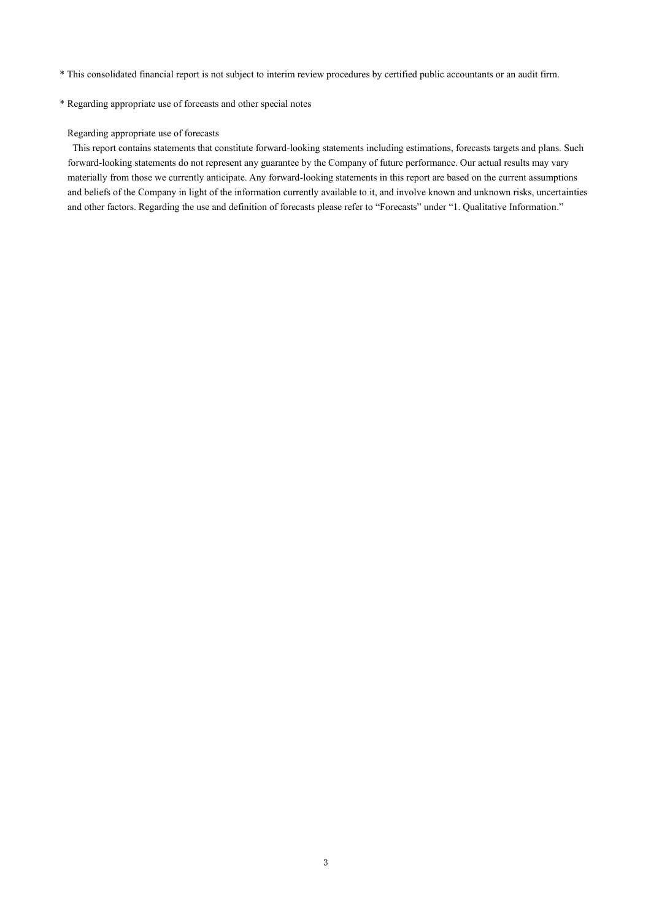* This consolidated financial report is not subject to interim review procedures by certified public accountants or an audit firm.

* Regarding appropriate use of forecasts and other special notes

Regarding appropriate use of forecasts

This report contains statements that constitute forward-looking statements including estimations, forecasts targets and plans. Such forward-looking statements do not represent any guarantee by the Company of future performance. Our actual results may vary materially from those we currently anticipate. Any forward-looking statements in this report are based on the current assumptions and beliefs of the Company in light of the information currently available to it, and involve known and unknown risks, uncertainties and other factors. Regarding the use and definition of forecasts please refer to "Forecasts" under "1. Qualitative Information."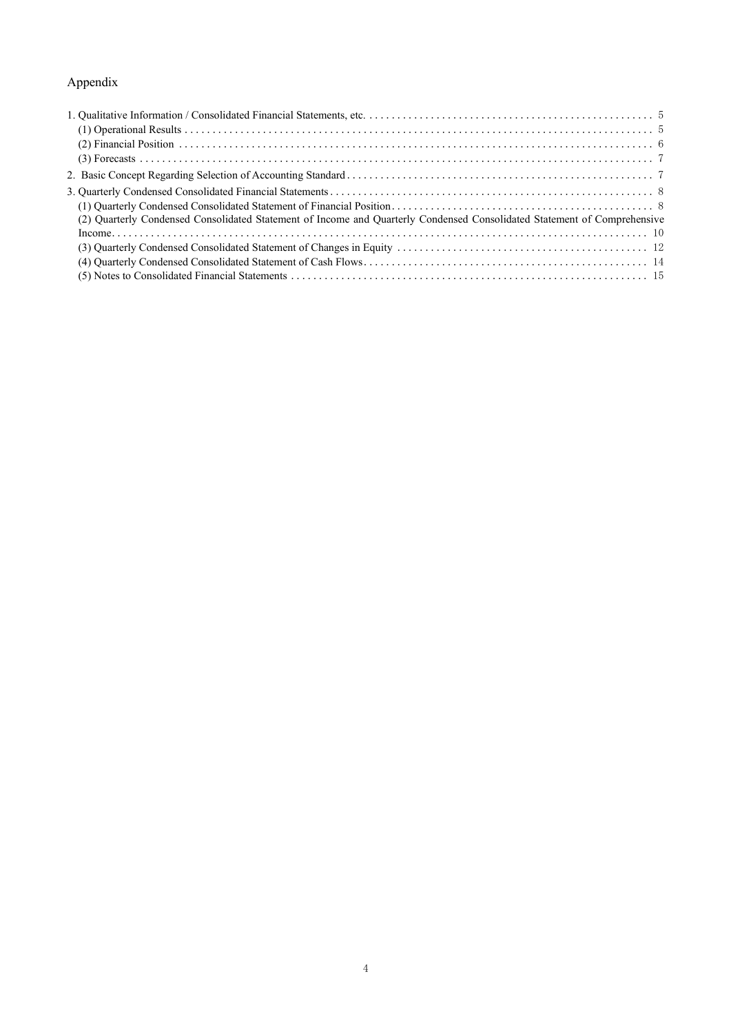# Appendix

1. Qualitative Information / Consolidated Financial Statements, etc. .................................................. 5
   - (1) Operational Results ................................................................................ 5
   - (2) Financial Position ................................................................................ 6
   - (3) Forecasts ................................................................................ 7
2. Basic Concept Regarding Selection of Accounting Standard ................................................ 7
3. Quarterly Condensed Consolidated Financial Statements ................................................ 8
   - (1) Quarterly Condensed Consolidated Statement of Financial Position ................................................ 8
   - (2) Quarterly Condensed Consolidated Statement of Income and Quarterly Condensed Consolidated Statement of Comprehensive Income ................................................ 10
   - (3) Quarterly Condensed Consolidated Statement of Changes in Equity ................................................ 12
   - (4) Quarterly Condensed Consolidated Statement of Cash Flows ................................................ 14
   - (5) Notes to Consolidated Financial Statements ................................................ 15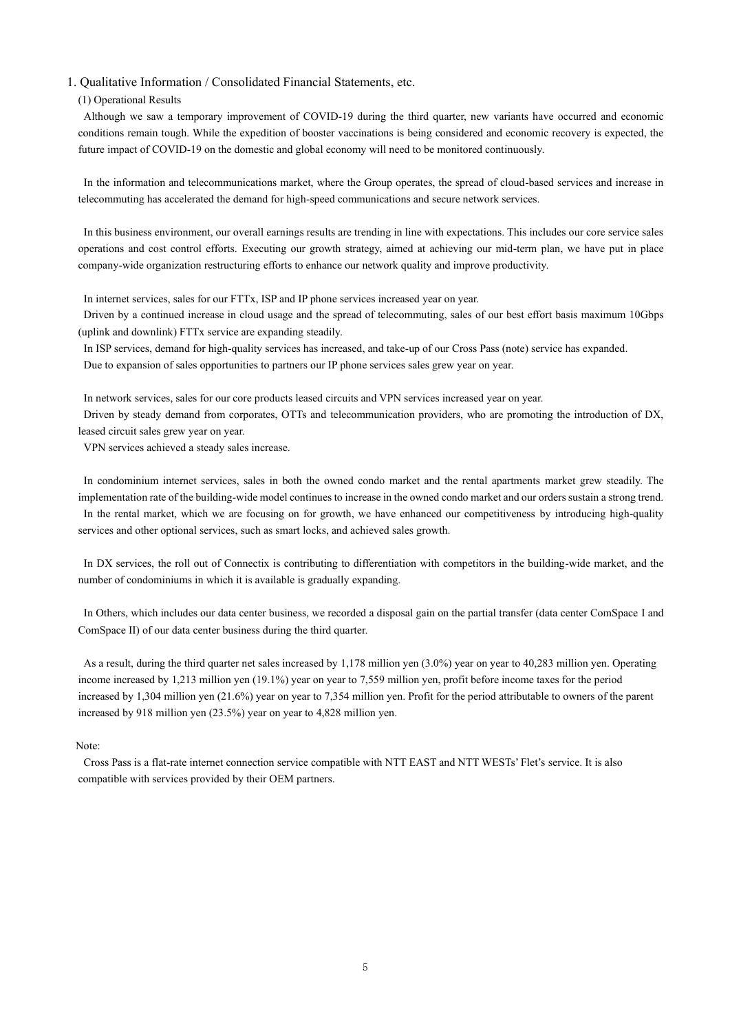# 1. Qualitative Information / Consolidated Financial Statements, etc.

## (1) Operational Results

Although we saw a temporary improvement of COVID-19 during the third quarter, new variants have occurred and economic conditions remain tough. While the expedition of booster vaccinations is being considered and economic recovery is expected, the future impact of COVID-19 on the domestic and global economy will need to be monitored continuously.

In the information and telecommunications market, where the Group operates, the spread of cloud-based services and increase in telecommuting has accelerated the demand for high-speed communications and secure network services.

In this business environment, our overall earnings results are trending in line with expectations. This includes our core service sales operations and cost control efforts. Executing our growth strategy, aimed at achieving our mid-term plan, we have put in place company-wide organization restructuring efforts to enhance our network quality and improve productivity.

In internet services, sales for our FTTx, ISP and IP phone services increased year on year.
Driven by a continued increase in cloud usage and the spread of telecommuting, sales of our best effort basis maximum 10Gbps (uplink and downlink) FTTx service are expanding steadily.
In ISP services, demand for high-quality services has increased, and take-up of our Cross Pass (note) service has expanded.
Due to expansion of sales opportunities to partners our IP phone services sales grew year on year.

In network services, sales for our core products leased circuits and VPN services increased year on year.
Driven by steady demand from corporates, OTTs and telecommunication providers, who are promoting the introduction of DX, leased circuit sales grew year on year.
VPN services achieved a steady sales increase.

In condominium internet services, sales in both the owned condo market and the rental apartments market grew steadily. The implementation rate of the building-wide model continues to increase in the owned condo market and our orders sustain a strong trend.
In the rental market, which we are focusing on for growth, we have enhanced our competitiveness by introducing high-quality services and other optional services, such as smart locks, and achieved sales growth.

In DX services, the roll out of Connectix is contributing to differentiation with competitors in the building-wide market, and the number of condominiums in which it is available is gradually expanding.

In Others, which includes our data center business, we recorded a disposal gain on the partial transfer (data center ComSpace I and ComSpace II) of our data center business during the third quarter.

As a result, during the third quarter net sales increased by 1,178 million yen (3.0%) year on year to 40,283 million yen. Operating income increased by 1,213 million yen (19.1%) year on year to 7,559 million yen, profit before income taxes for the period increased by 1,304 million yen (21.6%) year on year to 7,354 million yen. Profit for the period attributable to owners of the parent increased by 918 million yen (23.5%) year on year to 4,828 million yen.

Note:

Cross Pass is a flat-rate internet connection service compatible with NTT EAST and NTT WESTs' Flet's service. It is also compatible with services provided by their OEM partners.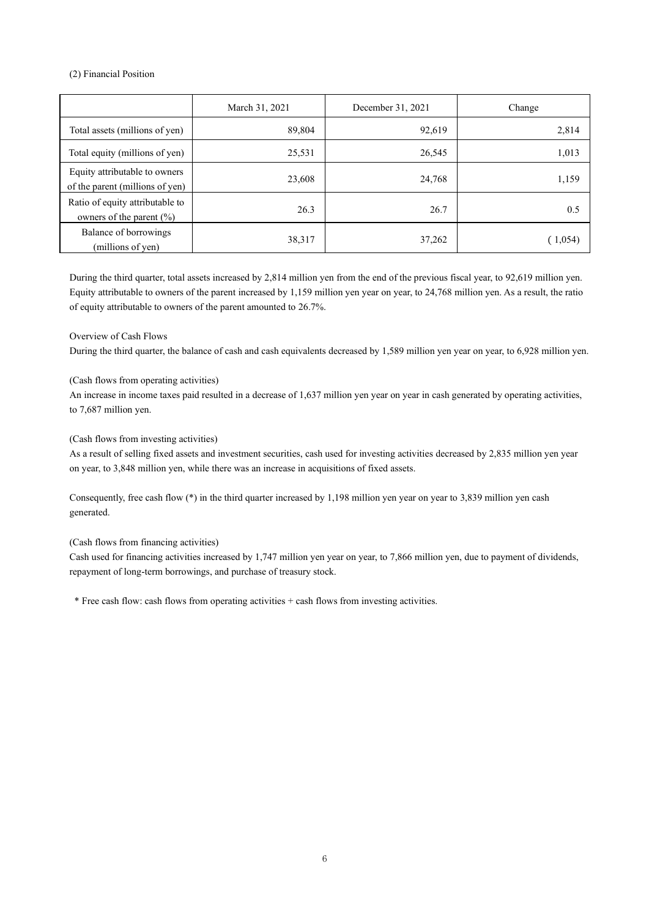(2) Financial Position

| | March 31, 2021 | December 31, 2021 | Change |
|---|---|---|---|
| Total assets (millions of yen) | 89,804 | 92,619 | 2,814 |
| Total equity (millions of yen) | 25,531 | 26,545 | 1,013 |
| Equity attributable to owners of the parent (millions of yen) | 23,608 | 24,768 | 1,159 |
| Ratio of equity attributable to owners of the parent (%) | 26.3 | 26.7 | 0.5 |
| Balance of borrowings (millions of yen) | 38,317 | 37,262 | ( 1,054) |

During the third quarter, total assets increased by 2,814 million yen from the end of the previous fiscal year, to 92,619 million yen. Equity attributable to owners of the parent increased by 1,159 million yen year on year, to 24,768 million yen. As a result, the ratio of equity attributable to owners of the parent amounted to 26.7%.

Overview of Cash Flows

During the third quarter, the balance of cash and cash equivalents decreased by 1,589 million yen year on year, to 6,928 million yen.

(Cash flows from operating activities)

An increase in income taxes paid resulted in a decrease of 1,637 million yen year on year in cash generated by operating activities, to 7,687 million yen.

(Cash flows from investing activities)

As a result of selling fixed assets and investment securities, cash used for investing activities decreased by 2,835 million yen year on year, to 3,848 million yen, while there was an increase in acquisitions of fixed assets.

Consequently, free cash flow (*) in the third quarter increased by 1,198 million yen year on year to 3,839 million yen cash generated.

(Cash flows from financing activities)

Cash used for financing activities increased by 1,747 million yen year on year, to 7,866 million yen, due to payment of dividends, repayment of long-term borrowings, and purchase of treasury stock.

\* Free cash flow: cash flows from operating activities + cash flows from investing activities.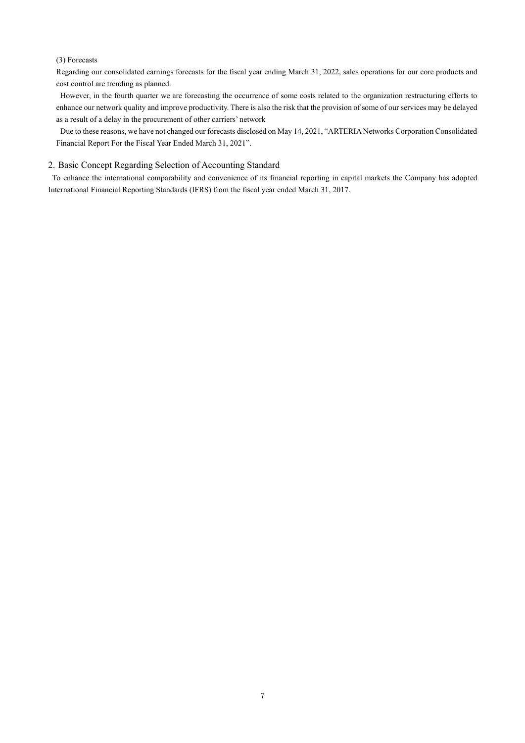(3) Forecasts

Regarding our consolidated earnings forecasts for the fiscal year ending March 31, 2022, sales operations for our core products and cost control are trending as planned.

However, in the fourth quarter we are forecasting the occurrence of some costs related to the organization restructuring efforts to enhance our network quality and improve productivity. There is also the risk that the provision of some of our services may be delayed as a result of a delay in the procurement of other carriers' network

Due to these reasons, we have not changed our forecasts disclosed on May 14, 2021, "ARTERIA Networks Corporation Consolidated Financial Report For the Fiscal Year Ended March 31, 2021".

## 2. Basic Concept Regarding Selection of Accounting Standard

To enhance the international comparability and convenience of its financial reporting in capital markets the Company has adopted International Financial Reporting Standards (IFRS) from the fiscal year ended March 31, 2017.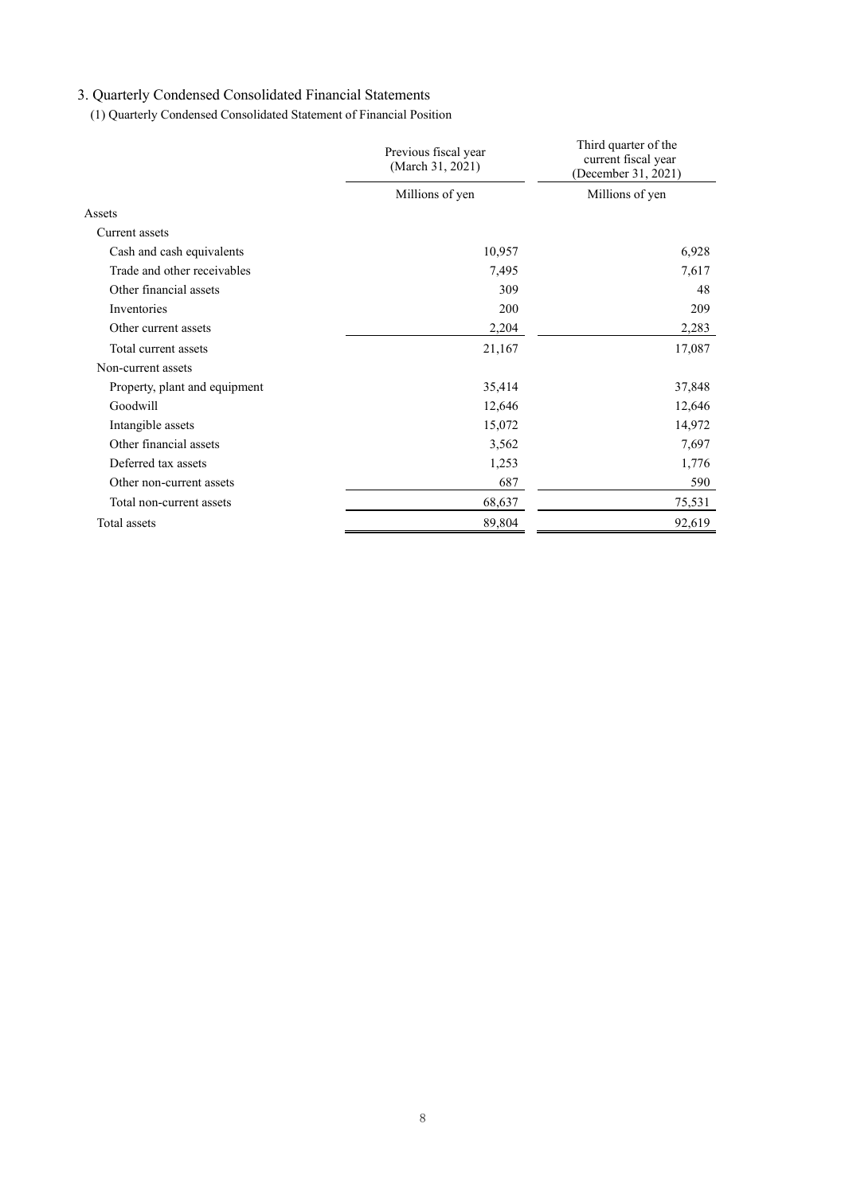## 3. Quarterly Condensed Consolidated Financial Statements

### (1) Quarterly Condensed Consolidated Statement of Financial Position

| | Previous fiscal year (March 31, 2021) | Third quarter of the current fiscal year (December 31, 2021) |
|---|---|---|
| | Millions of yen | Millions of yen |
| Assets | | |
| Current assets | | |
| Cash and cash equivalents | 10,957 | 6,928 |
| Trade and other receivables | 7,495 | 7,617 |
| Other financial assets | 309 | 48 |
| Inventories | 200 | 209 |
| Other current assets | 2,204 | 2,283 |
| Total current assets | 21,167 | 17,087 |
| Non-current assets | | |
| Property, plant and equipment | 35,414 | 37,848 |
| Goodwill | 12,646 | 12,646 |
| Intangible assets | 15,072 | 14,972 |
| Other financial assets | 3,562 | 7,697 |
| Deferred tax assets | 1,253 | 1,776 |
| Other non-current assets | 687 | 590 |
| Total non-current assets | 68,637 | 75,531 |
| Total assets | 89,804 | 92,619 |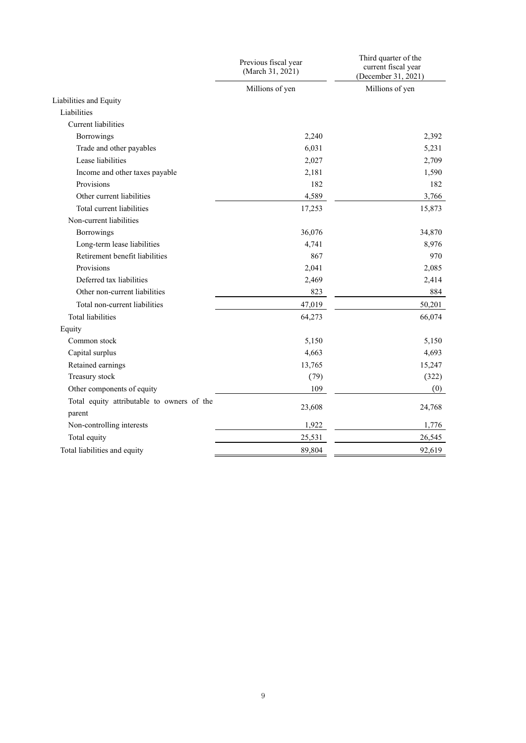| | Previous fiscal year (March 31, 2021) | Third quarter of the current fiscal year (December 31, 2021) |
|---|---|---|
| | Millions of yen | Millions of yen |
| Liabilities and Equity | | |
| Liabilities | | |
| Current liabilities | | |
| Borrowings | 2,240 | 2,392 |
| Trade and other payables | 6,031 | 5,231 |
| Lease liabilities | 2,027 | 2,709 |
| Income and other taxes payable | 2,181 | 1,590 |
| Provisions | 182 | 182 |
| Other current liabilities | 4,589 | 3,766 |
| Total current liabilities | 17,253 | 15,873 |
| Non-current liabilities | | |
| Borrowings | 36,076 | 34,870 |
| Long-term lease liabilities | 4,741 | 8,976 |
| Retirement benefit liabilities | 867 | 970 |
| Provisions | 2,041 | 2,085 |
| Deferred tax liabilities | 2,469 | 2,414 |
| Other non-current liabilities | 823 | 884 |
| Total non-current liabilities | 47,019 | 50,201 |
| Total liabilities | 64,273 | 66,074 |
| Equity | | |
| Common stock | 5,150 | 5,150 |
| Capital surplus | 4,663 | 4,693 |
| Retained earnings | 13,765 | 15,247 |
| Treasury stock | (79) | (322) |
| Other components of equity | 109 | (0) |
| Total equity attributable to owners of the parent | 23,608 | 24,768 |
| Non-controlling interests | 1,922 | 1,776 |
| Total equity | 25,531 | 26,545 |
| Total liabilities and equity | 89,804 | 92,619 |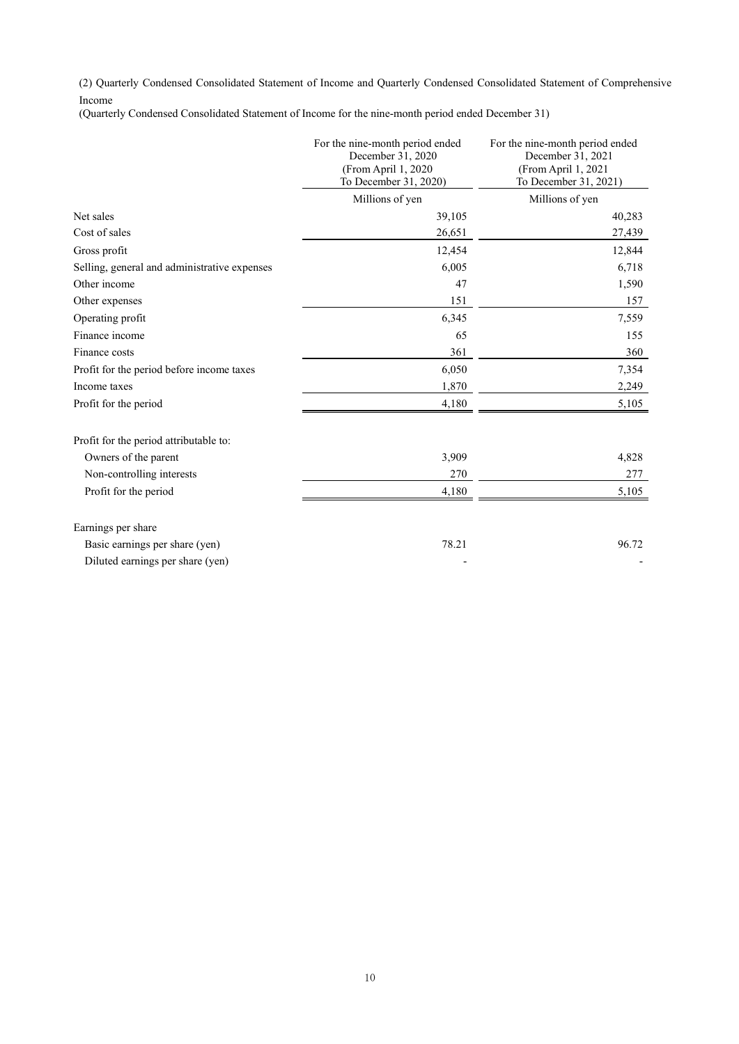(2) Quarterly Condensed Consolidated Statement of Income and Quarterly Condensed Consolidated Statement of Comprehensive Income

(Quarterly Condensed Consolidated Statement of Income for the nine-month period ended December 31)

| | For the nine-month period ended December 31, 2020 (From April 1, 2020 To December 31, 2020) | For the nine-month period ended December 31, 2021 (From April 1, 2021 To December 31, 2021) |
|---|---|---|
| | Millions of yen | Millions of yen |
| Net sales | 39,105 | 40,283 |
| Cost of sales | 26,651 | 27,439 |
| Gross profit | 12,454 | 12,844 |
| Selling, general and administrative expenses | 6,005 | 6,718 |
| Other income | 47 | 1,590 |
| Other expenses | 151 | 157 |
| Operating profit | 6,345 | 7,559 |
| Finance income | 65 | 155 |
| Finance costs | 361 | 360 |
| Profit for the period before income taxes | 6,050 | 7,354 |
| Income taxes | 1,870 | 2,249 |
| Profit for the period | 4,180 | 5,105 |
| | | |
| Profit for the period attributable to: | | |
| Owners of the parent | 3,909 | 4,828 |
| Non-controlling interests | 270 | 277 |
| Profit for the period | 4,180 | 5,105 |
| | | |
| Earnings per share | | |
| Basic earnings per share (yen) | 78.21 | 96.72 |
| Diluted earnings per share (yen) | - | - |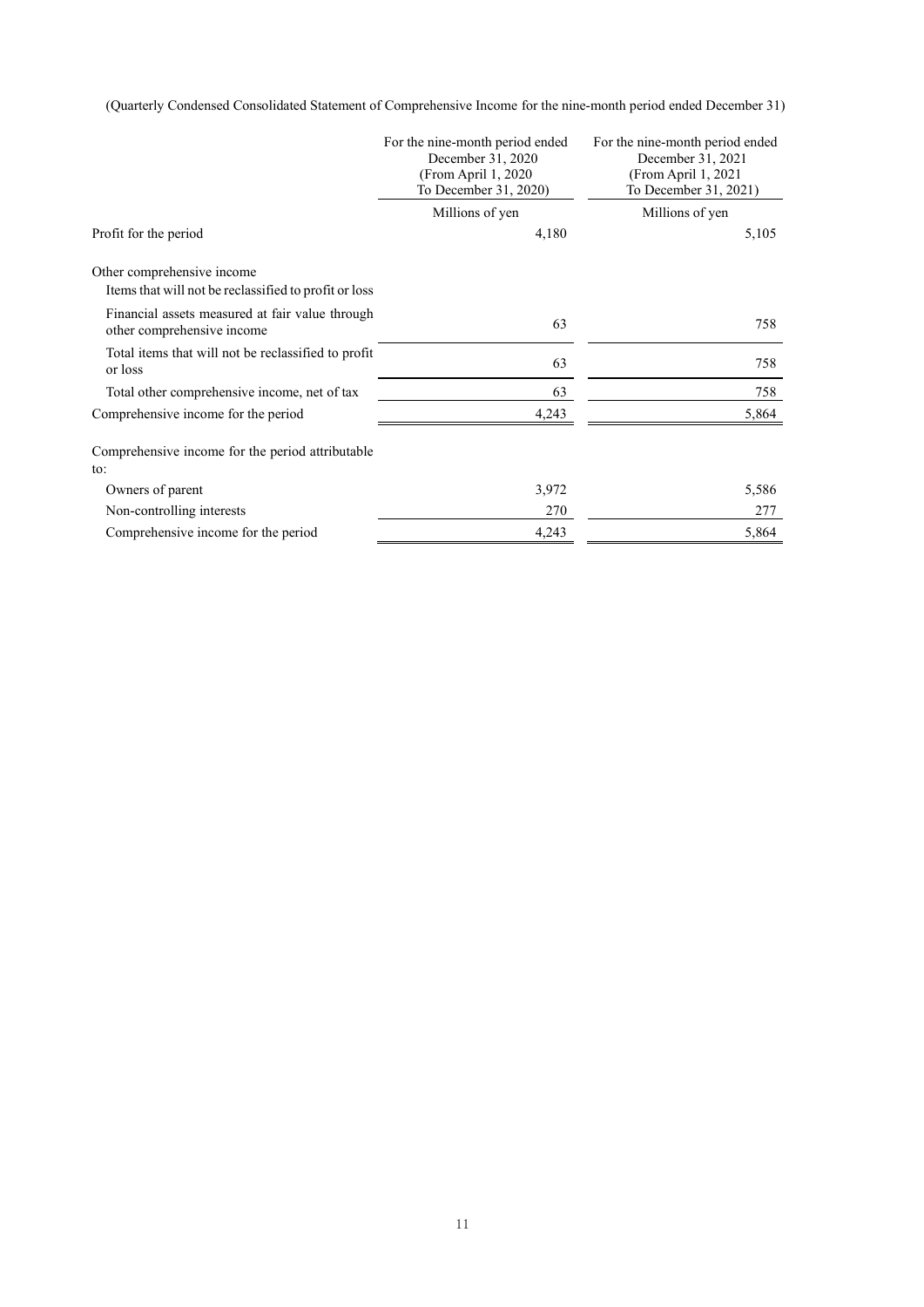(Quarterly Condensed Consolidated Statement of Comprehensive Income for the nine-month period ended December 31)

| | For the nine-month period ended December 31, 2020 (From April 1, 2020 To December 31, 2020) | For the nine-month period ended December 31, 2021 (From April 1, 2021 To December 31, 2021) |
|---|---|---|
| | Millions of yen | Millions of yen |
| Profit for the period | 4,180 | 5,105 |
| Other comprehensive income | | |
| Items that will not be reclassified to profit or loss | | |
| Financial assets measured at fair value through other comprehensive income | 63 | 758 |
| Total items that will not be reclassified to profit or loss | 63 | 758 |
| Total other comprehensive income, net of tax | 63 | 758 |
| Comprehensive income for the period | 4,243 | 5,864 |
| Comprehensive income for the period attributable to: | | |
| Owners of parent | 3,972 | 5,586 |
| Non-controlling interests | 270 | 277 |
| Comprehensive income for the period | 4,243 | 5,864 |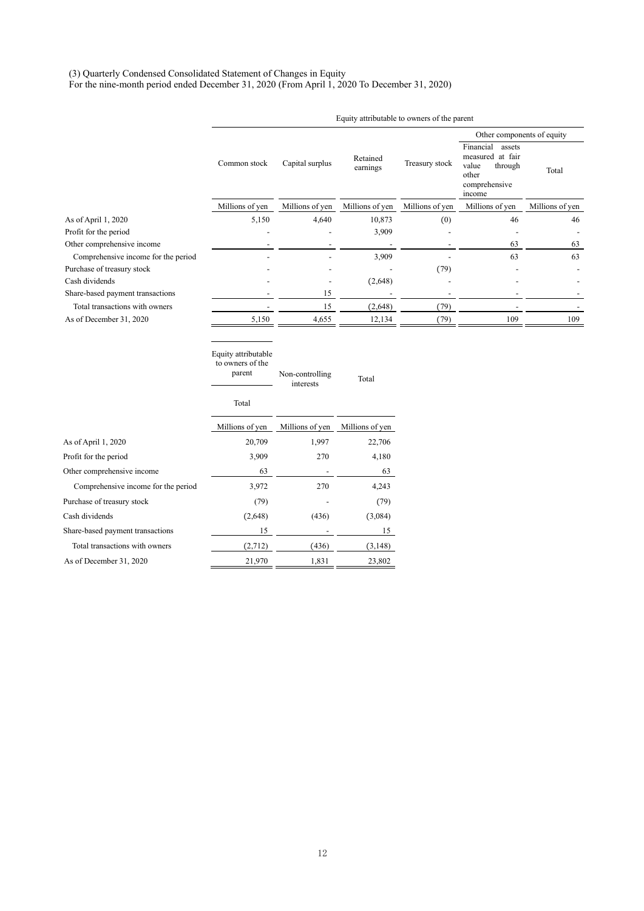(3) Quarterly Condensed Consolidated Statement of Changes in Equity
For the nine-month period ended December 31, 2020 (From April 1, 2020 To December 31, 2020)

| | Equity attributable to owners of the parent | | | | | |
|---|---|---|---|---|---|---|
| | | | | | Other components of equity | |
| | Common stock | Capital surplus | Retained earnings | Treasury stock | Financial assets measured at fair value through other comprehensive income | Total |
| | Millions of yen | Millions of yen | Millions of yen | Millions of yen | Millions of yen | Millions of yen |
| As of April 1, 2020 | 5,150 | 4,640 | 10,873 | (0) | 46 | 46 |
| Profit for the period | - | - | 3,909 | - | - | - |
| Other comprehensive income | - | - | - | - | 63 | 63 |
| Comprehensive income for the period | - | - | 3,909 | - | 63 | 63 |
| Purchase of treasury stock | - | - | - | (79) | - | - |
| Cash dividends | - | - | (2,648) | - | - | - |
| Share-based payment transactions | - | 15 | - | - | - | - |
| Total transactions with owners | - | 15 | (2,648) | (79) | - | - |
| As of December 31, 2020 | 5,150 | 4,655 | 12,134 | (79) | 109 | 109 |

| | Equity attributable to owners of the parent | Non-controlling interests | Total |
|---|---|---|---|
| | Total | | |
| | Millions of yen | Millions of yen | Millions of yen |
| As of April 1, 2020 | 20,709 | 1,997 | 22,706 |
| Profit for the period | 3,909 | 270 | 4,180 |
| Other comprehensive income | 63 | - | 63 |
| Comprehensive income for the period | 3,972 | 270 | 4,243 |
| Purchase of treasury stock | (79) | - | (79) |
| Cash dividends | (2,648) | (436) | (3,084) |
| Share-based payment transactions | 15 | - | 15 |
| Total transactions with owners | (2,712) | (436) | (3,148) |
| As of December 31, 2020 | 21,970 | 1,831 | 23,802 |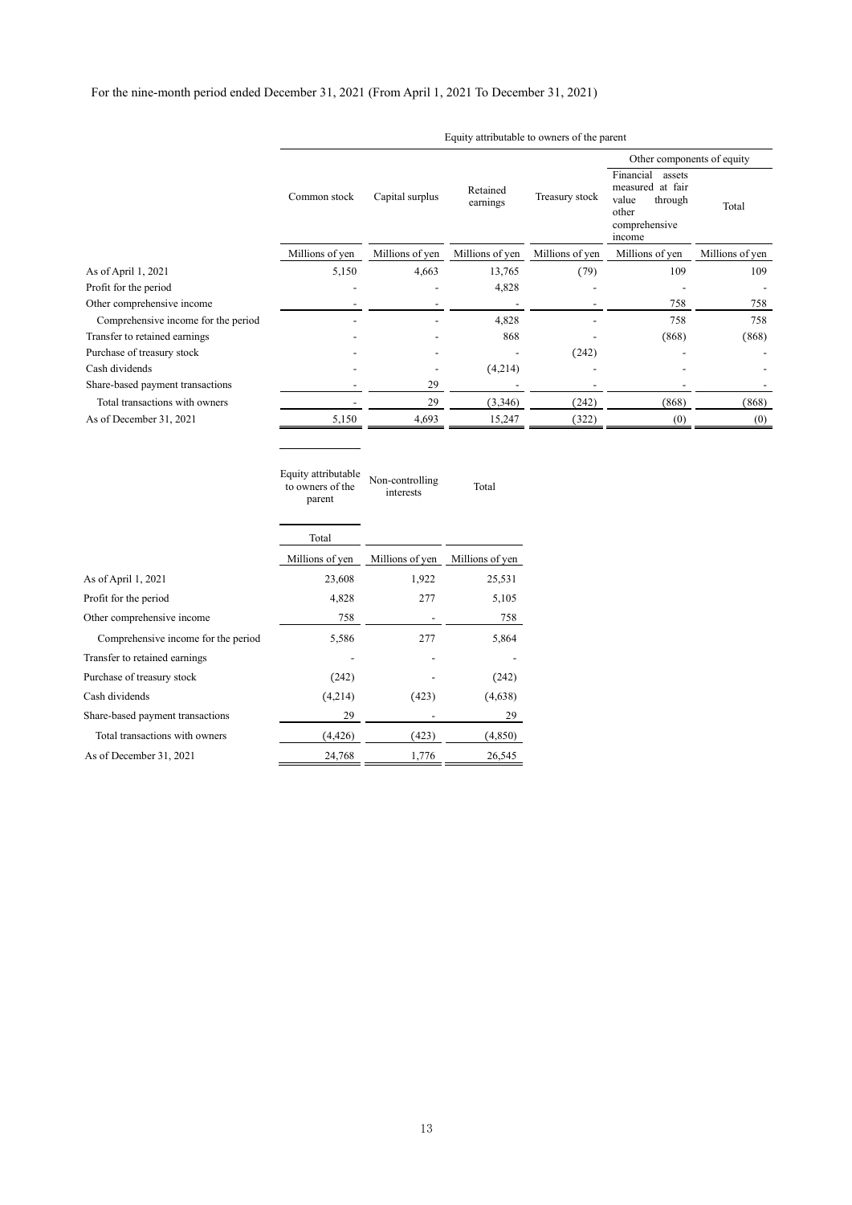For the nine-month period ended December 31, 2021 (From April 1, 2021 To December 31, 2021)

| | Equity attributable to owners of the parent | | | | | |
|---|---|---|---|---|---|---|
| | | | | | Other components of equity | |
| | Common stock | Capital surplus | Retained earnings | Treasury stock | Financial assets measured at fair value through other comprehensive income | Total |
| | Millions of yen | Millions of yen | Millions of yen | Millions of yen | Millions of yen | Millions of yen |
| As of April 1, 2021 | 5,150 | 4,663 | 13,765 | (79) | 109 | 109 |
| Profit for the period | - | - | 4,828 | - | - | - |
| Other comprehensive income | - | - | - | - | 758 | 758 |
| Comprehensive income for the period | - | - | 4,828 | - | 758 | 758 |
| Transfer to retained earnings | - | - | 868 | - | (868) | (868) |
| Purchase of treasury stock | - | - | - | (242) | - | - |
| Cash dividends | - | - | (4,214) | - | - | - |
| Share-based payment transactions | - | 29 | - | - | - | - |
| Total transactions with owners | - | 29 | (3,346) | (242) | (868) | (868) |
| As of December 31, 2021 | 5,150 | 4,693 | 15,247 | (322) | (0) | (0) |

| | Equity attributable to owners of the parent | Non-controlling interests | Total |
|---|---|---|---|
| | Total | | |
| | Millions of yen | Millions of yen | Millions of yen |
| As of April 1, 2021 | 23,608 | 1,922 | 25,531 |
| Profit for the period | 4,828 | 277 | 5,105 |
| Other comprehensive income | 758 | - | 758 |
| Comprehensive income for the period | 5,586 | 277 | 5,864 |
| Transfer to retained earnings | - | - | - |
| Purchase of treasury stock | (242) | - | (242) |
| Cash dividends | (4,214) | (423) | (4,638) |
| Share-based payment transactions | 29 | - | 29 |
| Total transactions with owners | (4,426) | (423) | (4,850) |
| As of December 31, 2021 | 24,768 | 1,776 | 26,545 |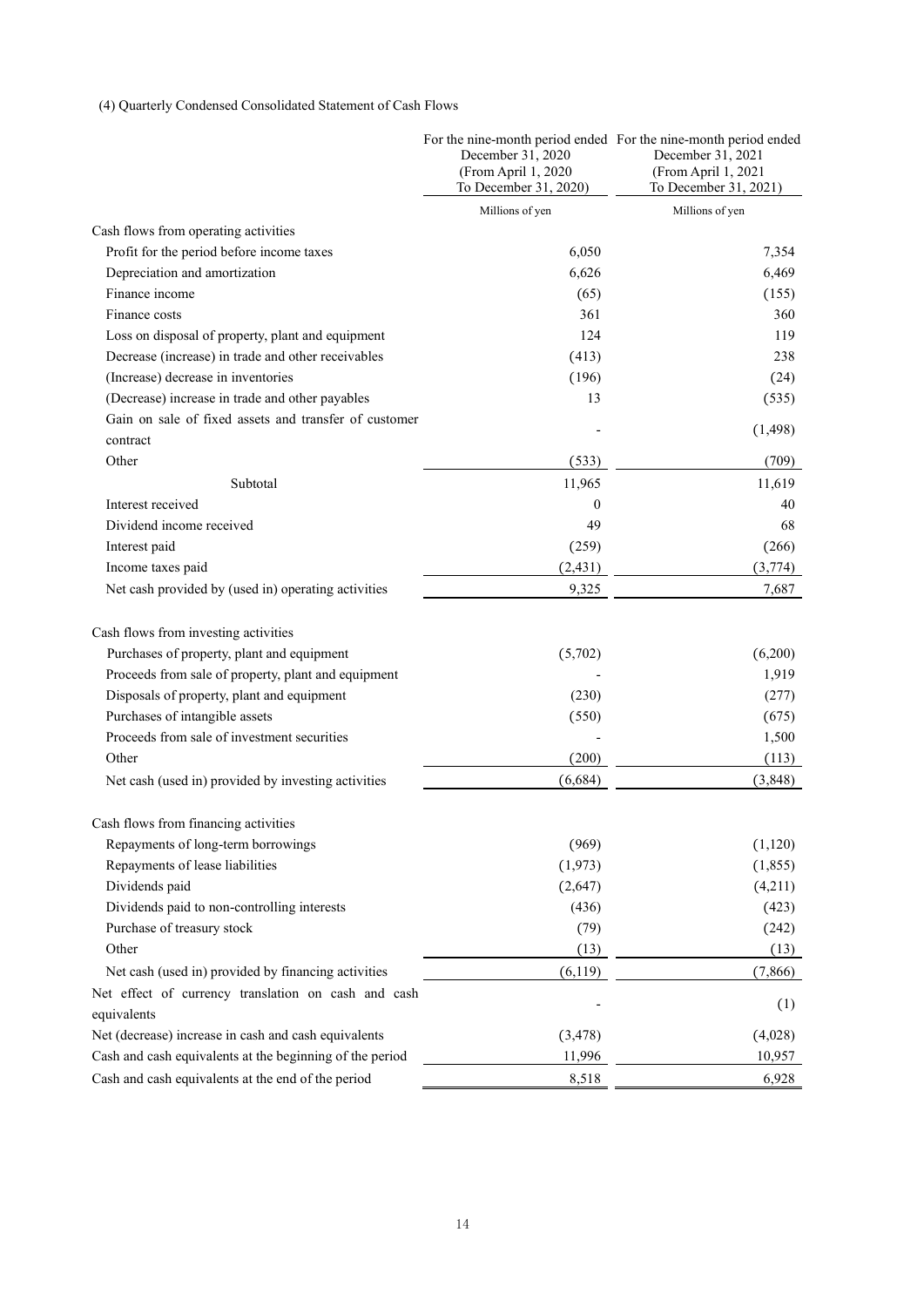(4) Quarterly Condensed Consolidated Statement of Cash Flows

| | For the nine-month period ended December 31, 2020 (From April 1, 2020 To December 31, 2020) | For the nine-month period ended December 31, 2021 (From April 1, 2021 To December 31, 2021) |
|---|---|---|
| | Millions of yen | Millions of yen |
| Cash flows from operating activities | | |
| Profit for the period before income taxes | 6,050 | 7,354 |
| Depreciation and amortization | 6,626 | 6,469 |
| Finance income | (65) | (155) |
| Finance costs | 361 | 360 |
| Loss on disposal of property, plant and equipment | 124 | 119 |
| Decrease (increase) in trade and other receivables | (413) | 238 |
| (Increase) decrease in inventories | (196) | (24) |
| (Decrease) increase in trade and other payables | 13 | (535) |
| Gain on sale of fixed assets and transfer of customer contract | - | (1,498) |
| Other | (533) | (709) |
| Subtotal | 11,965 | 11,619 |
| Interest received | 0 | 40 |
| Dividend income received | 49 | 68 |
| Interest paid | (259) | (266) |
| Income taxes paid | (2,431) | (3,774) |
| Net cash provided by (used in) operating activities | 9,325 | 7,687 |
| Cash flows from investing activities | | |
| Purchases of property, plant and equipment | (5,702) | (6,200) |
| Proceeds from sale of property, plant and equipment | - | 1,919 |
| Disposals of property, plant and equipment | (230) | (277) |
| Purchases of intangible assets | (550) | (675) |
| Proceeds from sale of investment securities | - | 1,500 |
| Other | (200) | (113) |
| Net cash (used in) provided by investing activities | (6,684) | (3,848) |
| Cash flows from financing activities | | |
| Repayments of long-term borrowings | (969) | (1,120) |
| Repayments of lease liabilities | (1,973) | (1,855) |
| Dividends paid | (2,647) | (4,211) |
| Dividends paid to non-controlling interests | (436) | (423) |
| Purchase of treasury stock | (79) | (242) |
| Other | (13) | (13) |
| Net cash (used in) provided by financing activities | (6,119) | (7,866) |
| Net effect of currency translation on cash and cash equivalents | - | (1) |
| Net (decrease) increase in cash and cash equivalents | (3,478) | (4,028) |
| Cash and cash equivalents at the beginning of the period | 11,996 | 10,957 |
| Cash and cash equivalents at the end of the period | 8,518 | 6,928 |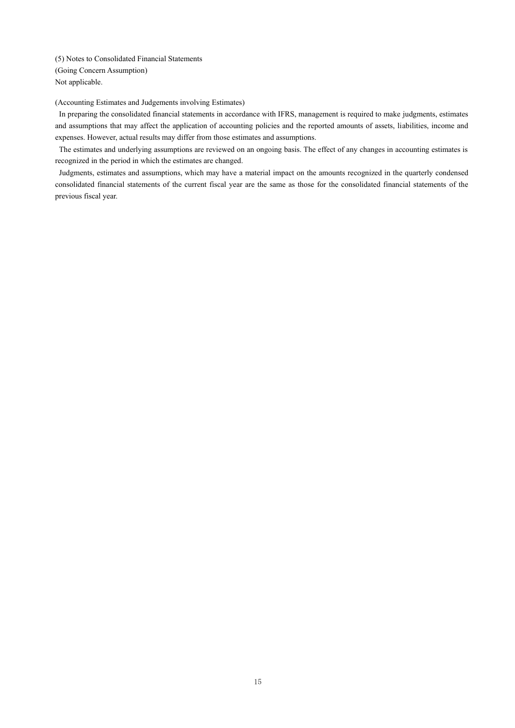(5) Notes to Consolidated Financial Statements

(Going Concern Assumption)

Not applicable.

(Accounting Estimates and Judgements involving Estimates)

In preparing the consolidated financial statements in accordance with IFRS, management is required to make judgments, estimates and assumptions that may affect the application of accounting policies and the reported amounts of assets, liabilities, income and expenses. However, actual results may differ from those estimates and assumptions.

The estimates and underlying assumptions are reviewed on an ongoing basis. The effect of any changes in accounting estimates is recognized in the period in which the estimates are changed.

Judgments, estimates and assumptions, which may have a material impact on the amounts recognized in the quarterly condensed consolidated financial statements of the current fiscal year are the same as those for the consolidated financial statements of the previous fiscal year.